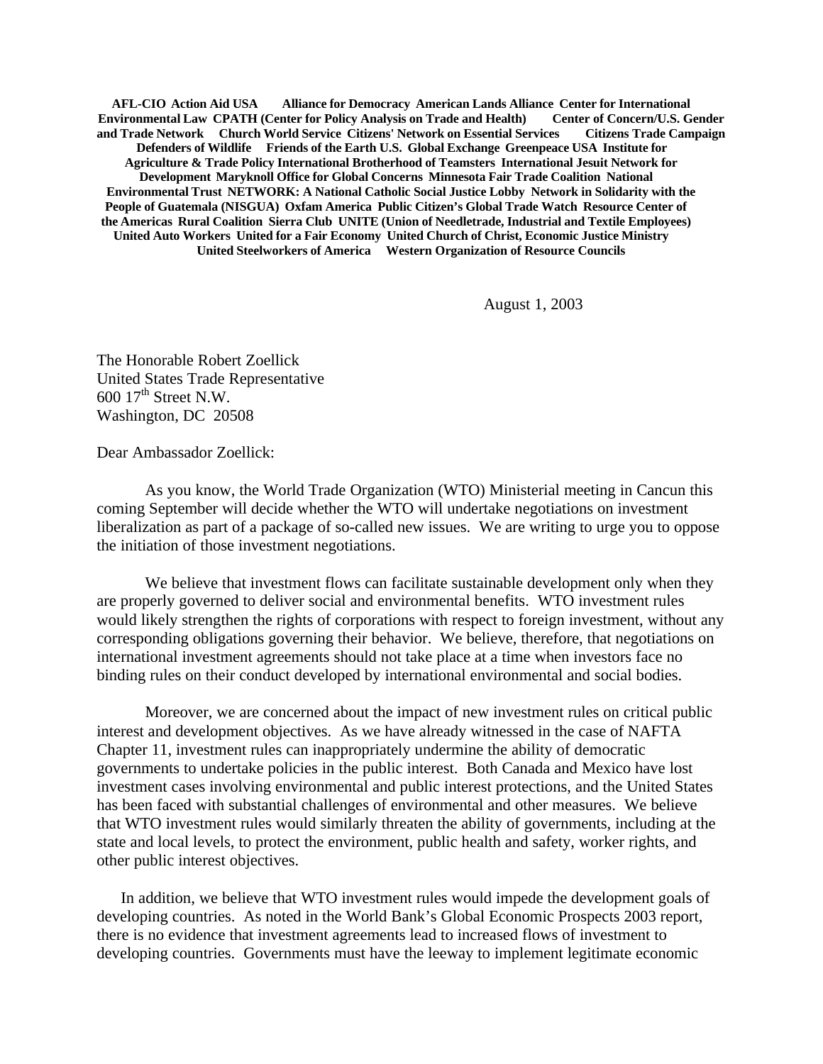**AFL-CIO Action Aid USA Alliance for Democracy American Lands Alliance Center for International Environmental Law CPATH (Center for Policy Analysis on Trade and Health) Center of Concern/U.S. Gender and Trade Network Church World Service Citizens' Network on Essential Services Citizens Trade Campaign Defenders of Wildlife Friends of the Earth U.S. Global Exchange Greenpeace USA Institute for Agriculture & Trade Policy International Brotherhood of Teamsters International Jesuit Network for Development Maryknoll Office for Global Concerns Minnesota Fair Trade Coalition National Environmental Trust NETWORK: A National Catholic Social Justice Lobby Network in Solidarity with the People of Guatemala (NISGUA) Oxfam America Public Citizen's Global Trade Watch Resource Center of the Americas Rural Coalition Sierra Club UNITE (Union of Needletrade, Industrial and Textile Employees) United Auto Workers United for a Fair Economy United Church of Christ, Economic Justice Ministry United Steelworkers of America Western Organization of Resource Councils**

August 1, 2003

The Honorable Robert Zoellick
United States Trade Representative
600 17th Street N.W.
Washington, DC 20508

Dear Ambassador Zoellick:

As you know, the World Trade Organization (WTO) Ministerial meeting in Cancun this coming September will decide whether the WTO will undertake negotiations on investment liberalization as part of a package of so-called new issues. We are writing to urge you to oppose the initiation of those investment negotiations.

We believe that investment flows can facilitate sustainable development only when they are properly governed to deliver social and environmental benefits. WTO investment rules would likely strengthen the rights of corporations with respect to foreign investment, without any corresponding obligations governing their behavior. We believe, therefore, that negotiations on international investment agreements should not take place at a time when investors face no binding rules on their conduct developed by international environmental and social bodies.

Moreover, we are concerned about the impact of new investment rules on critical public interest and development objectives. As we have already witnessed in the case of NAFTA Chapter 11, investment rules can inappropriately undermine the ability of democratic governments to undertake policies in the public interest. Both Canada and Mexico have lost investment cases involving environmental and public interest protections, and the United States has been faced with substantial challenges of environmental and other measures. We believe that WTO investment rules would similarly threaten the ability of governments, including at the state and local levels, to protect the environment, public health and safety, worker rights, and other public interest objectives.

In addition, we believe that WTO investment rules would impede the development goals of developing countries. As noted in the World Bank's Global Economic Prospects 2003 report, there is no evidence that investment agreements lead to increased flows of investment to developing countries. Governments must have the leeway to implement legitimate economic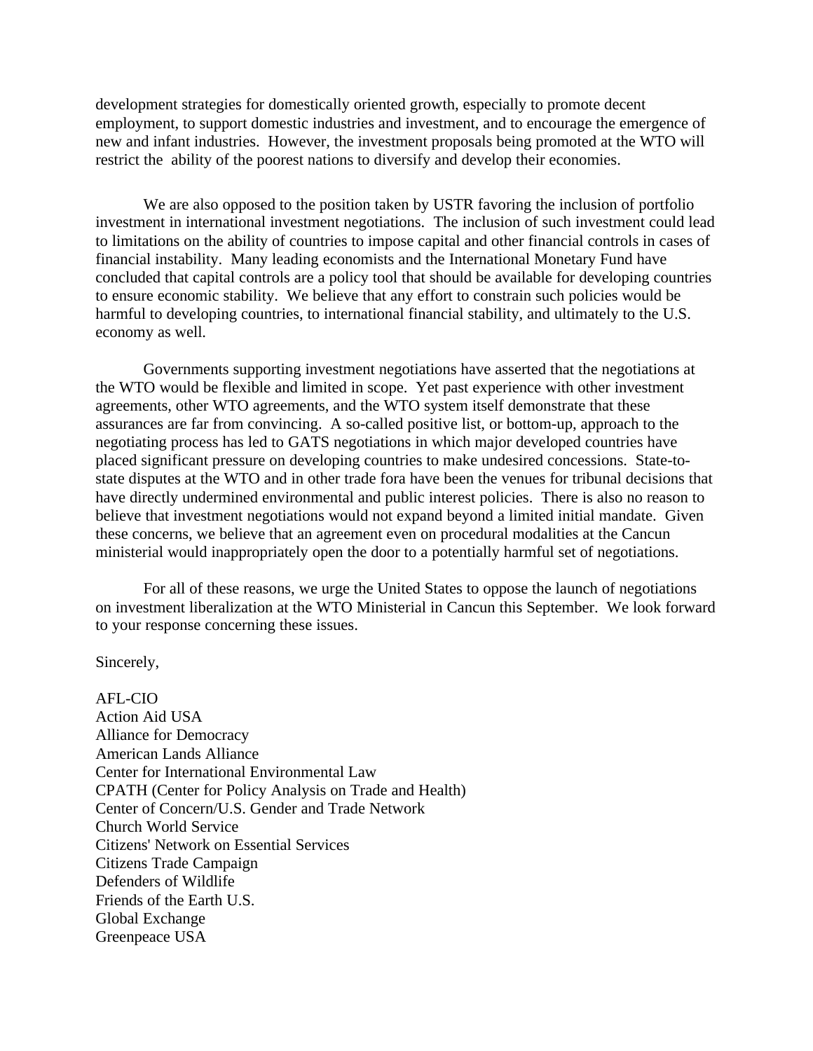development strategies for domestically oriented growth, especially to promote decent employment, to support domestic industries and investment, and to encourage the emergence of new and infant industries. However, the investment proposals being promoted at the WTO will restrict the ability of the poorest nations to diversify and develop their economies.

We are also opposed to the position taken by USTR favoring the inclusion of portfolio investment in international investment negotiations. The inclusion of such investment could lead to limitations on the ability of countries to impose capital and other financial controls in cases of financial instability. Many leading economists and the International Monetary Fund have concluded that capital controls are a policy tool that should be available for developing countries to ensure economic stability. We believe that any effort to constrain such policies would be harmful to developing countries, to international financial stability, and ultimately to the U.S. economy as well.

Governments supporting investment negotiations have asserted that the negotiations at the WTO would be flexible and limited in scope. Yet past experience with other investment agreements, other WTO agreements, and the WTO system itself demonstrate that these assurances are far from convincing. A so-called positive list, or bottom-up, approach to the negotiating process has led to GATS negotiations in which major developed countries have placed significant pressure on developing countries to make undesired concessions. State-to-state disputes at the WTO and in other trade fora have been the venues for tribunal decisions that have directly undermined environmental and public interest policies. There is also no reason to believe that investment negotiations would not expand beyond a limited initial mandate. Given these concerns, we believe that an agreement even on procedural modalities at the Cancun ministerial would inappropriately open the door to a potentially harmful set of negotiations.

For all of these reasons, we urge the United States to oppose the launch of negotiations on investment liberalization at the WTO Ministerial in Cancun this September. We look forward to your response concerning these issues.

Sincerely,

AFL-CIO
Action Aid USA
Alliance for Democracy
American Lands Alliance
Center for International Environmental Law
CPATH (Center for Policy Analysis on Trade and Health)
Center of Concern/U.S. Gender and Trade Network
Church World Service
Citizens' Network on Essential Services
Citizens Trade Campaign
Defenders of Wildlife
Friends of the Earth U.S.
Global Exchange
Greenpeace USA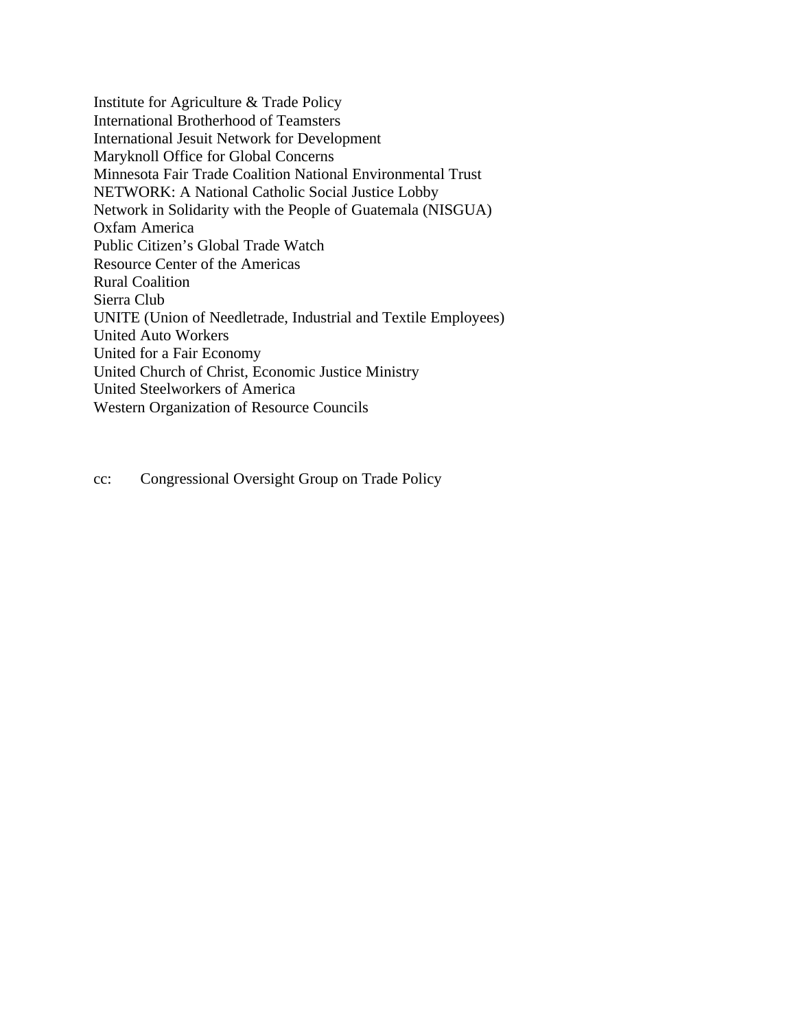Institute for Agriculture & Trade Policy
International Brotherhood of Teamsters
International Jesuit Network for Development
Maryknoll Office for Global Concerns
Minnesota Fair Trade Coalition National Environmental Trust
NETWORK: A National Catholic Social Justice Lobby
Network in Solidarity with the People of Guatemala (NISGUA)
Oxfam America
Public Citizen's Global Trade Watch
Resource Center of the Americas
Rural Coalition
Sierra Club
UNITE (Union of Needletrade, Industrial and Textile Employees)
United Auto Workers
United for a Fair Economy
United Church of Christ, Economic Justice Ministry
United Steelworkers of America
Western Organization of Resource Councils

cc: Congressional Oversight Group on Trade Policy